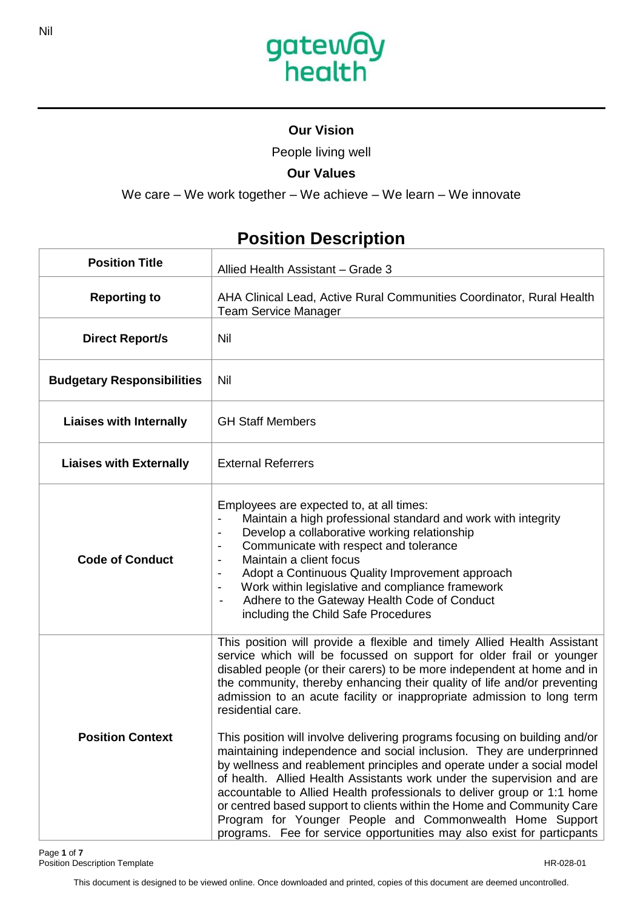## Our Vision

People living well

## Our Values

We care – We work together – We achieve – We learn – We innovate

# Position Description

| | |
|---|---|
| **Position Title** | Allied Health Assistant – Grade 3 |
| **Reporting to** | AHA Clinical Lead, Active Rural Communities Coordinator, Rural Health Team Service Manager |
| **Direct Report/s** | Nil |
| **Budgetary Responsibilities** | Nil |
| **Liaises with Internally** | GH Staff Members |
| **Liaises with Externally** | External Referrers |
| **Code of Conduct** | Employees are expected to, at all times:<br>- Maintain a high professional standard and work with integrity<br>- Develop a collaborative working relationship<br>- Communicate with respect and tolerance<br>- Maintain a client focus<br>- Adopt a Continuous Quality Improvement approach<br>- Work within legislative and compliance framework<br>- Adhere to the Gateway Health Code of Conduct including the Child Safe Procedures |
| **Position Context** | This position will provide a flexible and timely Allied Health Assistant service which will be focussed on support for older frail or younger disabled people (or their carers) to be more independent at home and in the community, thereby enhancing their quality of life and/or preventing admission to an acute facility or inappropriate admission to long term residential care.<br><br>This position will involve delivering programs focusing on building and/or maintaining independence and social inclusion. They are underprinned by wellness and reablement principles and operate under a social model of health. Allied Health Assistants work under the supervision and are accountable to Allied Health professionals to deliver group or 1:1 home or centred based support to clients within the Home and Community Care Program for Younger People and Commonwealth Home Support programs. Fee for service opportunities may also exist for particpants |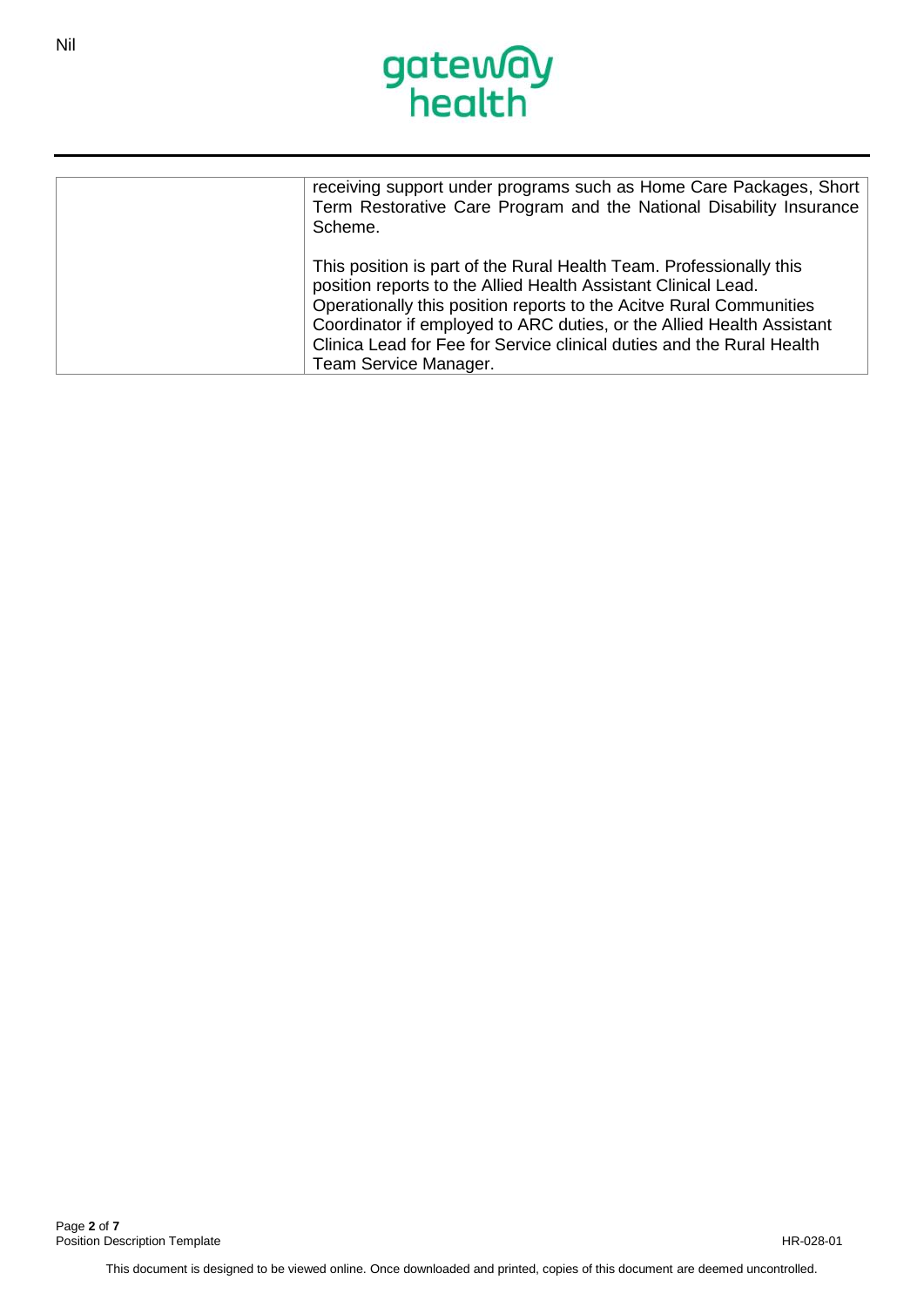Nil

| | receiving support under programs such as Home Care Packages, Short Term Restorative Care Program and the National Disability Insurance Scheme.<br><br>This position is part of the Rural Health Team. Professionally this position reports to the Allied Health Assistant Clinical Lead. Operationally this position reports to the Acitve Rural Communities Coordinator if employed to ARC duties, or the Allied Health Assistant Clinica Lead for Fee for Service clinical duties and the Rural Health Team Service Manager. |
|---|---|

This document is designed to be viewed online. Once downloaded and printed, copies of this document are deemed uncontrolled.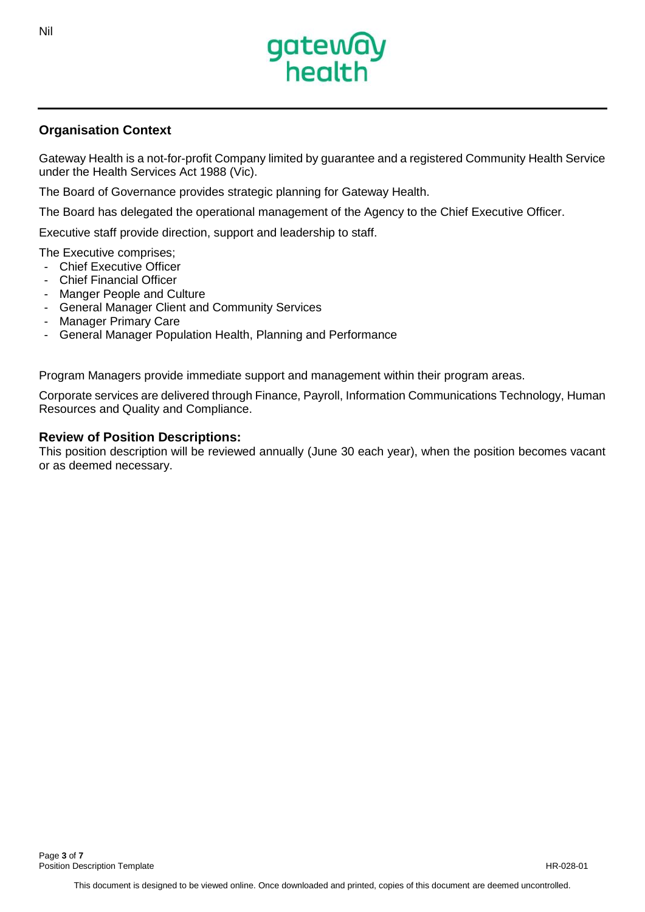Nil

## Organisation Context

Gateway Health is a not-for-profit Company limited by guarantee and a registered Community Health Service under the Health Services Act 1988 (Vic).

The Board of Governance provides strategic planning for Gateway Health.

The Board has delegated the operational management of the Agency to the Chief Executive Officer.

Executive staff provide direction, support and leadership to staff.

The Executive comprises;

- Chief Executive Officer
- Chief Financial Officer
- Manger People and Culture
- General Manager Client and Community Services
- Manager Primary Care
- General Manager Population Health, Planning and Performance

Program Managers provide immediate support and management within their program areas.

Corporate services are delivered through Finance, Payroll, Information Communications Technology, Human Resources and Quality and Compliance.

### Review of Position Descriptions:

This position description will be reviewed annually (June 30 each year), when the position becomes vacant or as deemed necessary.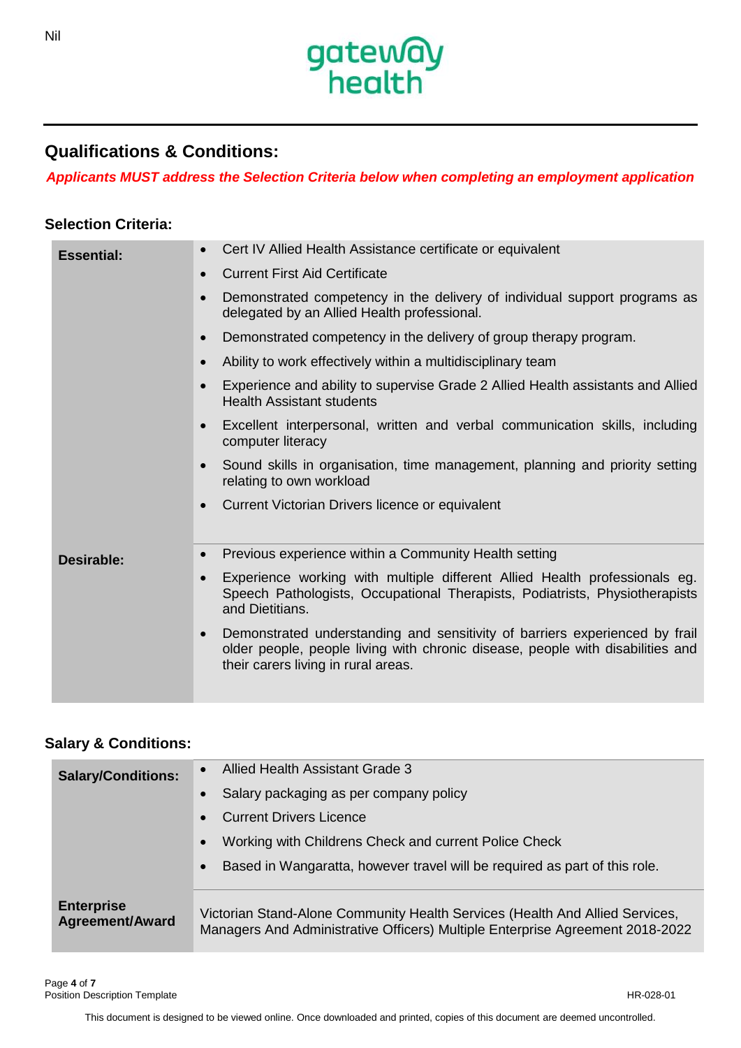Nil

## Qualifications & Conditions:

***Applicants MUST address the Selection Criteria below when completing an employment application***

### Selection Criteria:

| | |
|---|---|
| **Essential:** | • Cert IV Allied Health Assistance certificate or equivalent<br>• Current First Aid Certificate<br>• Demonstrated competency in the delivery of individual support programs as delegated by an Allied Health professional.<br>• Demonstrated competency in the delivery of group therapy program.<br>• Ability to work effectively within a multidisciplinary team<br>• Experience and ability to supervise Grade 2 Allied Health assistants and Allied Health Assistant students<br>• Excellent interpersonal, written and verbal communication skills, including computer literacy<br>• Sound skills in organisation, time management, planning and priority setting relating to own workload<br>• Current Victorian Drivers licence or equivalent |
| **Desirable:** | • Previous experience within a Community Health setting<br>• Experience working with multiple different Allied Health professionals eg. Speech Pathologists, Occupational Therapists, Podiatrists, Physiotherapists and Dietitians.<br>• Demonstrated understanding and sensitivity of barriers experienced by frail older people, people living with chronic disease, people with disabilities and their carers living in rural areas. |

### Salary & Conditions:

| | |
|---|---|
| **Salary/Conditions:** | • Allied Health Assistant Grade 3<br>• Salary packaging as per company policy<br>• Current Drivers Licence<br>• Working with Childrens Check and current Police Check<br>• Based in Wangaratta, however travel will be required as part of this role. |
| **Enterprise Agreement/Award** | Victorian Stand-Alone Community Health Services (Health And Allied Services, Managers And Administrative Officers) Multiple Enterprise Agreement 2018-2022 |

This document is designed to be viewed online. Once downloaded and printed, copies of this document are deemed uncontrolled.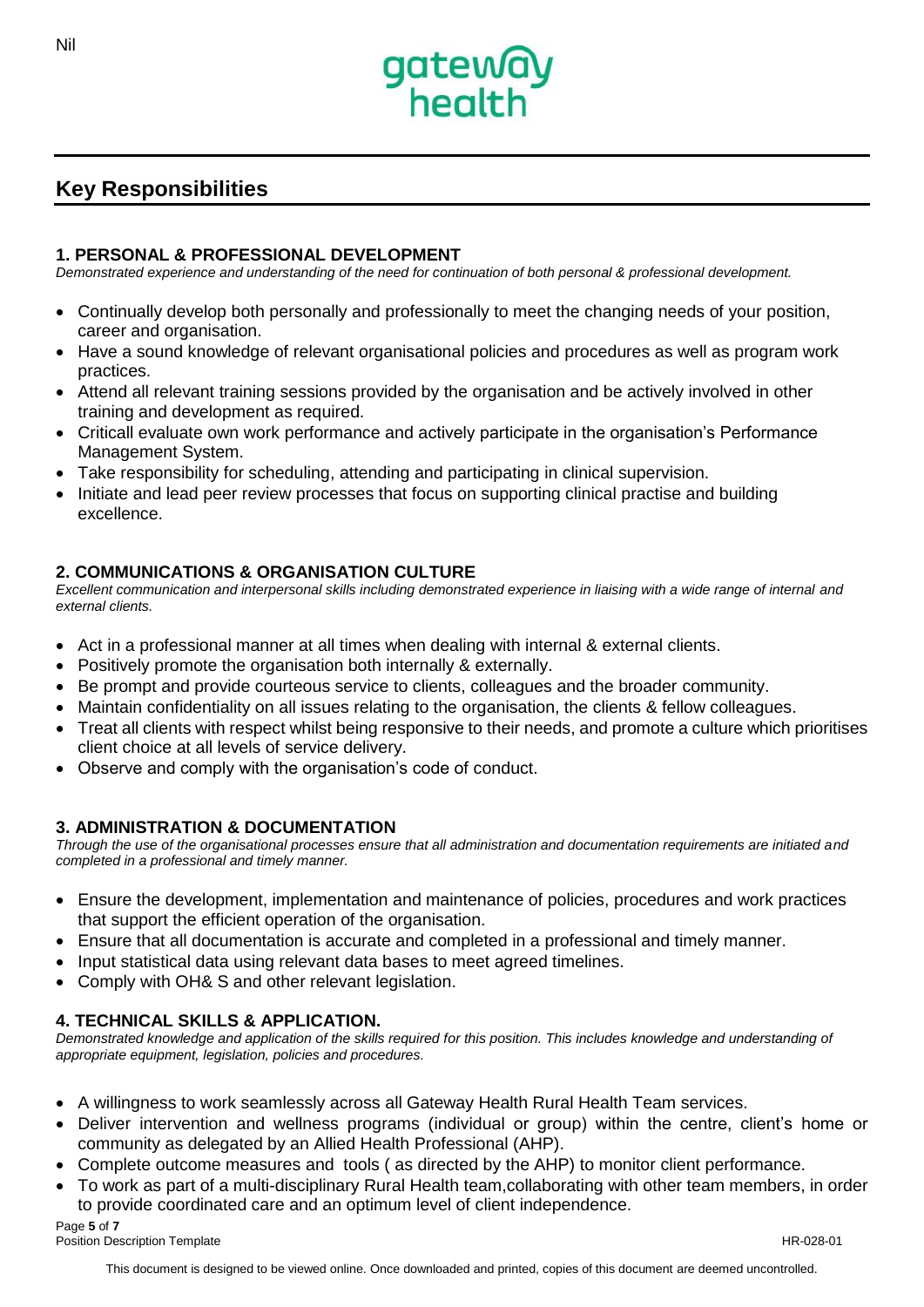Nil

## Key Responsibilities

### 1. PERSONAL & PROFESSIONAL DEVELOPMENT

*Demonstrated experience and understanding of the need for continuation of both personal & professional development.*

- Continually develop both personally and professionally to meet the changing needs of your position, career and organisation.
- Have a sound knowledge of relevant organisational policies and procedures as well as program work practices.
- Attend all relevant training sessions provided by the organisation and be actively involved in other training and development as required.
- Criticall evaluate own work performance and actively participate in the organisation's Performance Management System.
- Take responsibility for scheduling, attending and participating in clinical supervision.
- Initiate and lead peer review processes that focus on supporting clinical practise and building excellence.

### 2. COMMUNICATIONS & ORGANISATION CULTURE

*Excellent communication and interpersonal skills including demonstrated experience in liaising with a wide range of internal and external clients.*

- Act in a professional manner at all times when dealing with internal & external clients.
- Positively promote the organisation both internally & externally.
- Be prompt and provide courteous service to clients, colleagues and the broader community.
- Maintain confidentiality on all issues relating to the organisation, the clients & fellow colleagues.
- Treat all clients with respect whilst being responsive to their needs, and promote a culture which prioritises client choice at all levels of service delivery.
- Observe and comply with the organisation's code of conduct.

### 3. ADMINISTRATION & DOCUMENTATION

*Through the use of the organisational processes ensure that all administration and documentation requirements are initiated and completed in a professional and timely manner.*

- Ensure the development, implementation and maintenance of policies, procedures and work practices that support the efficient operation of the organisation.
- Ensure that all documentation is accurate and completed in a professional and timely manner.
- Input statistical data using relevant data bases to meet agreed timelines.
- Comply with OH& S and other relevant legislation.

### 4. TECHNICAL SKILLS & APPLICATION.

*Demonstrated knowledge and application of the skills required for this position. This includes knowledge and understanding of appropriate equipment, legislation, policies and procedures.*

- A willingness to work seamlessly across all Gateway Health Rural Health Team services.
- Deliver intervention and wellness programs (individual or group) within the centre, client's home or community as delegated by an Allied Health Professional (AHP).
- Complete outcome measures and tools ( as directed by the AHP) to monitor client performance.
- To work as part of a multi-disciplinary Rural Health team,collaborating with other team members, in order to provide coordinated care and an optimum level of client independence.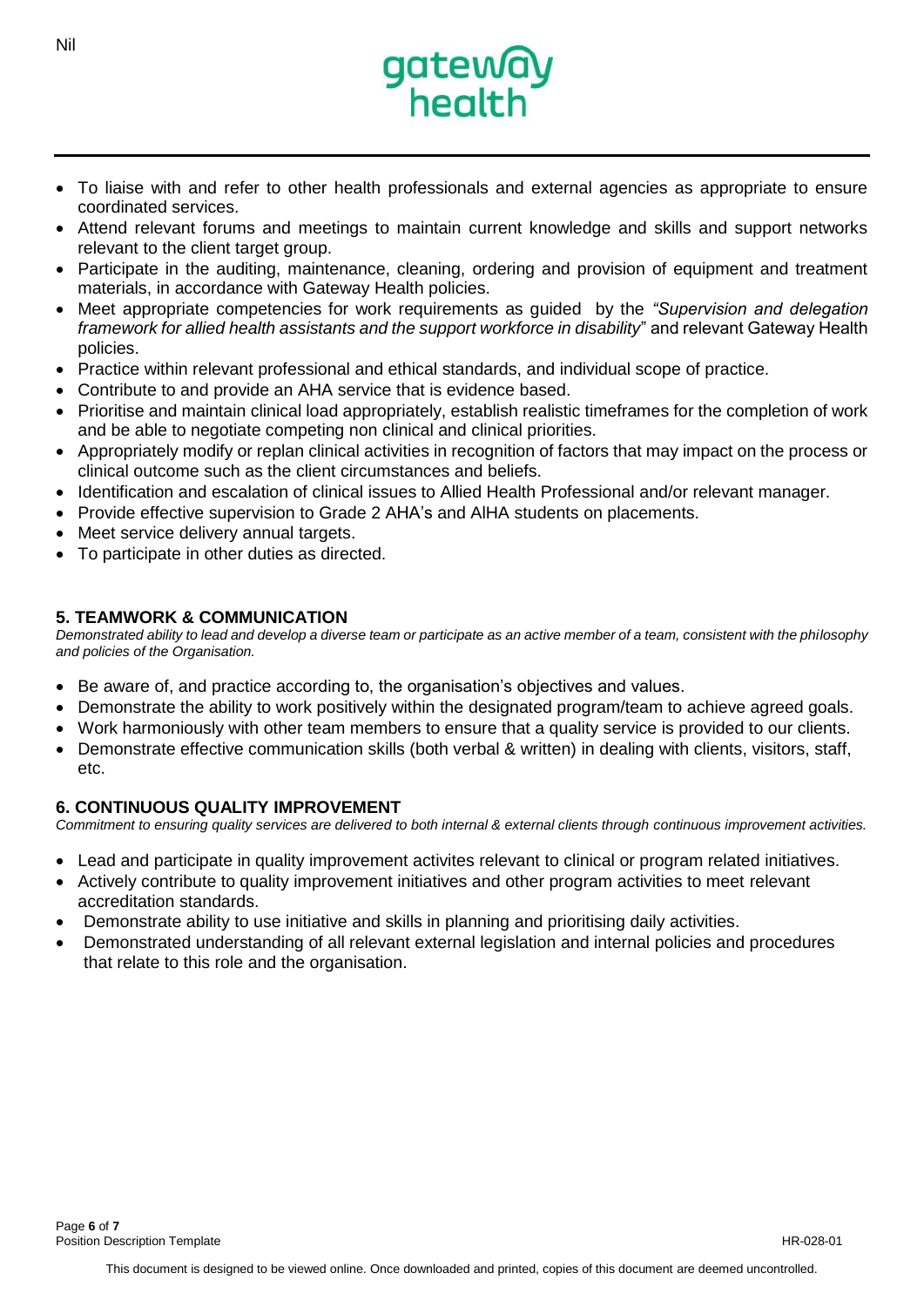- To liaise with and refer to other health professionals and external agencies as appropriate to ensure coordinated services.
- Attend relevant forums and meetings to maintain current knowledge and skills and support networks relevant to the client target group.
- Participate in the auditing, maintenance, cleaning, ordering and provision of equipment and treatment materials, in accordance with Gateway Health policies.
- Meet appropriate competencies for work requirements as guided by the *"Supervision and delegation framework for allied health assistants and the support workforce in disability"* and relevant Gateway Health policies.
- Practice within relevant professional and ethical standards, and individual scope of practice.
- Contribute to and provide an AHA service that is evidence based.
- Prioritise and maintain clinical load appropriately, establish realistic timeframes for the completion of work and be able to negotiate competing non clinical and clinical priorities.
- Appropriately modify or replan clinical activities in recognition of factors that may impact on the process or clinical outcome such as the client circumstances and beliefs.
- Identification and escalation of clinical issues to Allied Health Professional and/or relevant manager.
- Provide effective supervision to Grade 2 AHA's and AIHA students on placements.
- Meet service delivery annual targets.
- To participate in other duties as directed.

## 5. TEAMWORK & COMMUNICATION

*Demonstrated ability to lead and develop a diverse team or participate as an active member of a team, consistent with the philosophy and policies of the Organisation.*

- Be aware of, and practice according to, the organisation's objectives and values.
- Demonstrate the ability to work positively within the designated program/team to achieve agreed goals.
- Work harmoniously with other team members to ensure that a quality service is provided to our clients.
- Demonstrate effective communication skills (both verbal & written) in dealing with clients, visitors, staff, etc.

## 6. CONTINUOUS QUALITY IMPROVEMENT

*Commitment to ensuring quality services are delivered to both internal & external clients through continuous improvement activities.*

- Lead and participate in quality improvement activites relevant to clinical or program related initiatives.
- Actively contribute to quality improvement initiatives and other program activities to meet relevant accreditation standards.
- Demonstrate ability to use initiative and skills in planning and prioritising daily activities.
- Demonstrated understanding of all relevant external legislation and internal policies and procedures that relate to this role and the organisation.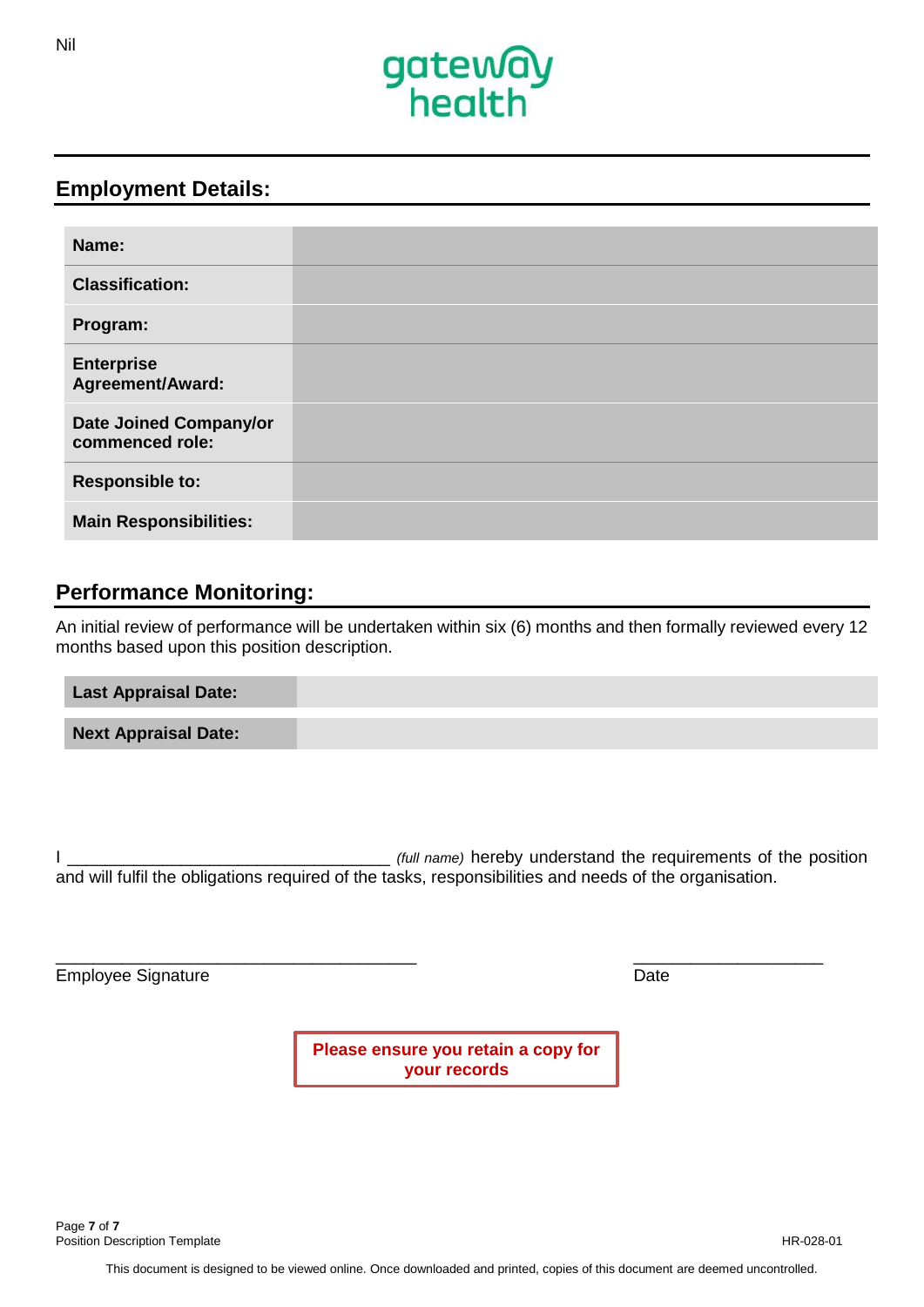Nil

## Employment Details:

| | |
|---|---|
| **Name:** | |
| **Classification:** | |
| **Program:** | |
| **Enterprise Agreement/Award:** | |
| **Date Joined Company/or commenced role:** | |
| **Responsible to:** | |
| **Main Responsibilities:** | |

## Performance Monitoring:

An initial review of performance will be undertaken within six (6) months and then formally reviewed every 12 months based upon this position description.

| | |
|---|---|
| **Last Appraisal Date:** | |
| **Next Appraisal Date:** | |

I __________________________________ *(full name)* hereby understand the requirements of the position and will fulfil the obligations required of the tasks, responsibilities and needs of the organisation.

______________________________________ ____________________

Employee Signature Date

**Please ensure you retain a copy for your records**

Position Description Template

HR-028-01

This document is designed to be viewed online. Once downloaded and printed, copies of this document are deemed uncontrolled.